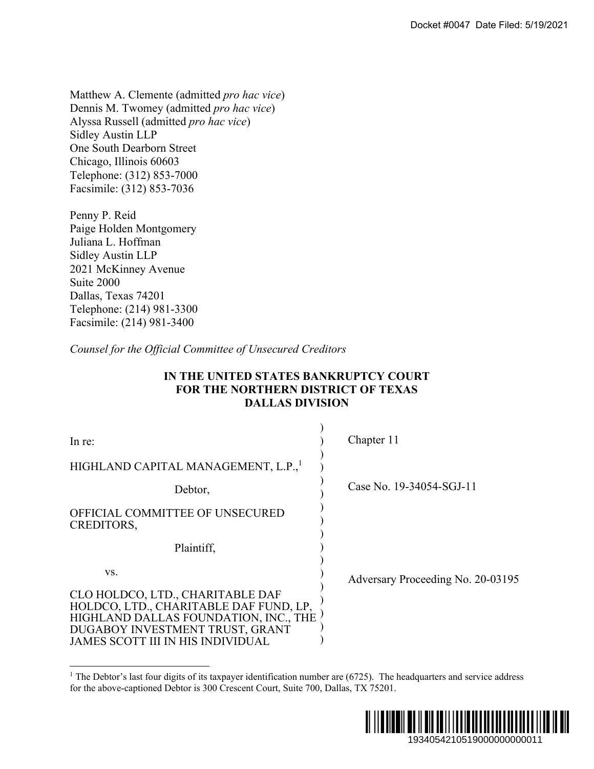Docket #0047 Date Filed: 5/19/2021

Matthew A. Clemente (admitted *pro hac vice*)
Dennis M. Twomey (admitted *pro hac vice*)
Alyssa Russell (admitted *pro hac vice*)
Sidley Austin LLP
One South Dearborn Street
Chicago, Illinois 60603
Telephone: (312) 853-7000
Facsimile: (312) 853-7036

Penny P. Reid
Paige Holden Montgomery
Juliana L. Hoffman
Sidley Austin LLP
2021 McKinney Avenue
Suite 2000
Dallas, Texas 74201
Telephone: (214) 981-3300
Facsimile: (214) 981-3400

*Counsel for the Official Committee of Unsecured Creditors*

**IN THE UNITED STATES BANKRUPTCY COURT
FOR THE NORTHERN DISTRICT OF TEXAS
DALLAS DIVISION**

| | |
|---|---|
| In re: | Chapter 11 |
| HIGHLAND CAPITAL MANAGEMENT, L.P.,[1] Debtor, | Case No. 19-34054-SGJ-11 |
| OFFICIAL COMMITTEE OF UNSECURED CREDITORS, Plaintiff, | |
| vs. | Adversary Proceeding No. 20-03195 |
| CLO HOLDCO, LTD., CHARITABLE DAF HOLDCO, LTD., CHARITABLE DAF FUND, LP, HIGHLAND DALLAS FOUNDATION, INC., THE DUGABOY INVESTMENT TRUST, GRANT JAMES SCOTT III IN HIS INDIVIDUAL | |

[1] The Debtor's last four digits of its taxpayer identification number are (6725). The headquarters and service address for the above-captioned Debtor is 300 Crescent Court, Suite 700, Dallas, TX 75201.

1934054210519000000000011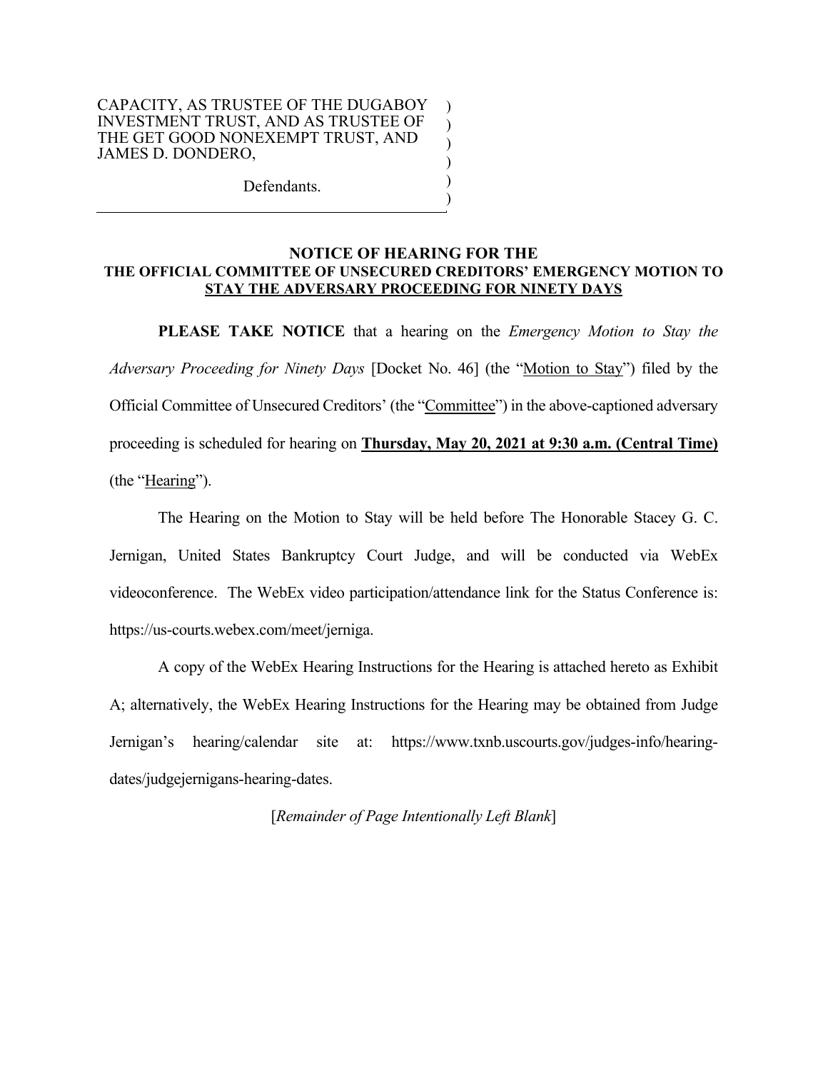CAPACITY, AS TRUSTEE OF THE DUGABOY INVESTMENT TRUST, AND AS TRUSTEE OF THE GET GOOD NONEXEMPT TRUST, AND JAMES D. DONDERO,

Defendants.

**NOTICE OF HEARING FOR THE THE OFFICIAL COMMITTEE OF UNSECURED CREDITORS' EMERGENCY MOTION TO STAY THE ADVERSARY PROCEEDING FOR NINETY DAYS**

**PLEASE TAKE NOTICE** that a hearing on the *Emergency Motion to Stay the Adversary Proceeding for Ninety Days* [Docket No. 46] (the "Motion to Stay") filed by the Official Committee of Unsecured Creditors' (the "Committee") in the above-captioned adversary proceeding is scheduled for hearing on **Thursday, May 20, 2021 at 9:30 a.m. (Central Time)** (the "Hearing").

The Hearing on the Motion to Stay will be held before The Honorable Stacey G. C. Jernigan, United States Bankruptcy Court Judge, and will be conducted via WebEx videoconference. The WebEx video participation/attendance link for the Status Conference is: https://us-courts.webex.com/meet/jerniga.

A copy of the WebEx Hearing Instructions for the Hearing is attached hereto as Exhibit A; alternatively, the WebEx Hearing Instructions for the Hearing may be obtained from Judge Jernigan's hearing/calendar site at: https://www.txnb.uscourts.gov/judges-info/hearing-dates/judgejernigans-hearing-dates.

[*Remainder of Page Intentionally Left Blank*]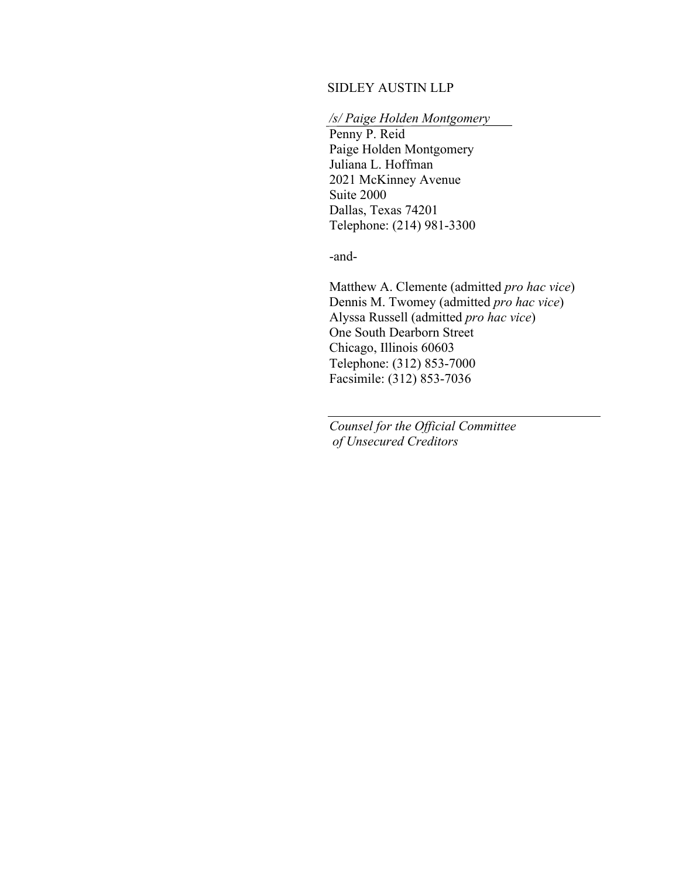SIDLEY AUSTIN LLP

*/s/ Paige Holden Montgomery*

Penny P. Reid
Paige Holden Montgomery
Juliana L. Hoffman
2021 McKinney Avenue
Suite 2000
Dallas, Texas 74201
Telephone: (214) 981-3300

-and-

Matthew A. Clemente (admitted *pro hac vice*)
Dennis M. Twomey (admitted *pro hac vice*)
Alyssa Russell (admitted *pro hac vice*)
One South Dearborn Street
Chicago, Illinois 60603
Telephone: (312) 853-7000
Facsimile: (312) 853-7036

---

*Counsel for the Official Committee of Unsecured Creditors*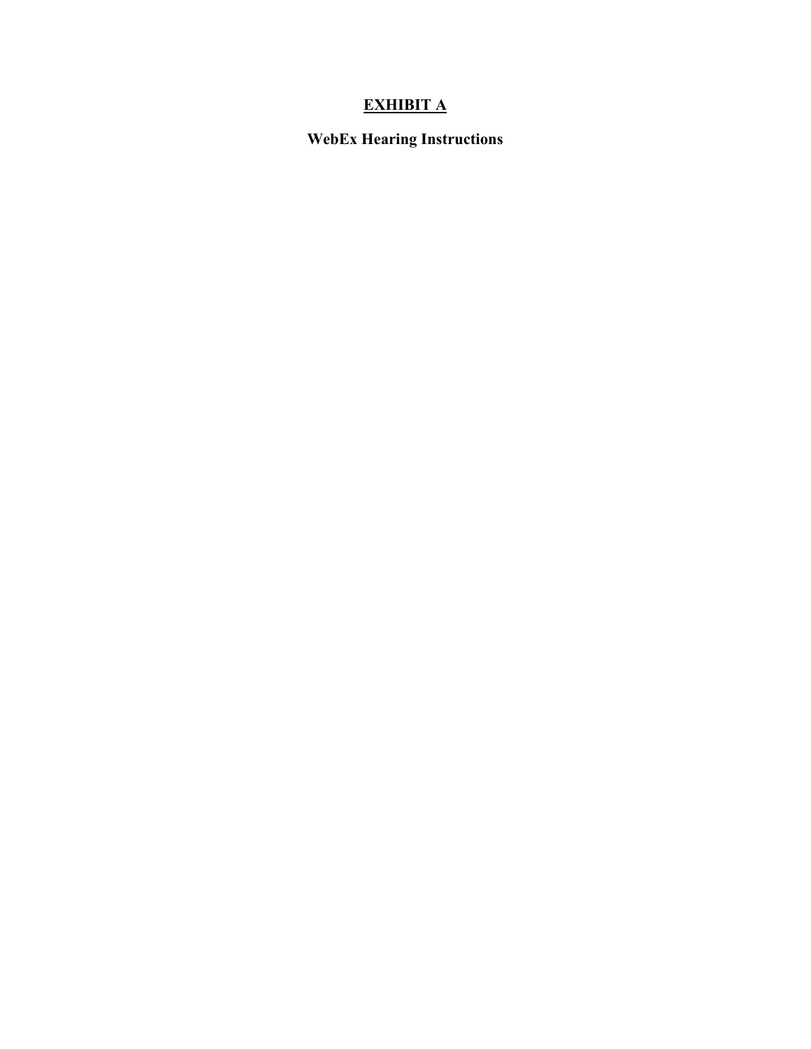# <u>EXHIBIT A</u>

## WebEx Hearing Instructions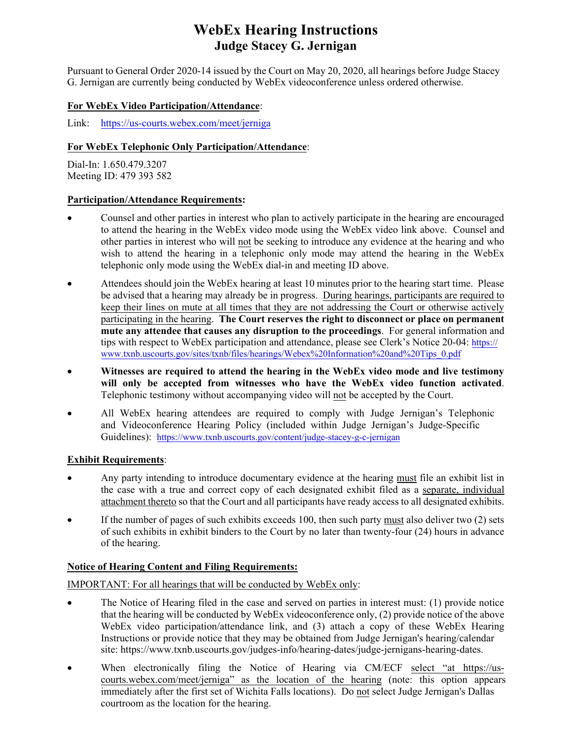# WebEx Hearing Instructions
## Judge Stacey G. Jernigan

Pursuant to General Order 2020-14 issued by the Court on May 20, 2020, all hearings before Judge Stacey G. Jernigan are currently being conducted by WebEx videoconference unless ordered otherwise.

**For WebEx Video Participation/Attendance**:

Link: https://us-courts.webex.com/meet/jerniga

**For WebEx Telephonic Only Participation/Attendance**:

Dial-In: 1.650.479.3207
Meeting ID: 479 393 582

**Participation/Attendance Requirements:**

- Counsel and other parties in interest who plan to actively participate in the hearing are encouraged to attend the hearing in the WebEx video mode using the WebEx video link above. Counsel and other parties in interest who will not be seeking to introduce any evidence at the hearing and who wish to attend the hearing in a telephonic only mode may attend the hearing in the WebEx telephonic only mode using the WebEx dial-in and meeting ID above.
- Attendees should join the WebEx hearing at least 10 minutes prior to the hearing start time. Please be advised that a hearing may already be in progress. During hearings, participants are required to keep their lines on mute at all times that they are not addressing the Court or otherwise actively participating in the hearing. **The Court reserves the right to disconnect or place on permanent mute any attendee that causes any disruption to the proceedings**. For general information and tips with respect to WebEx participation and attendance, please see Clerk's Notice 20-04: https://www.txnb.uscourts.gov/sites/txnb/files/hearings/Webex%20Information%20and%20Tips_0.pdf
- **Witnesses are required to attend the hearing in the WebEx video mode and live testimony will only be accepted from witnesses who have the WebEx video function activated**. Telephonic testimony without accompanying video will not be accepted by the Court.
- All WebEx hearing attendees are required to comply with Judge Jernigan's Telephonic and Videoconference Hearing Policy (included within Judge Jernigan's Judge-Specific Guidelines): https://www.txnb.uscourts.gov/content/judge-stacey-g-c-jernigan

**Exhibit Requirements**:

- Any party intending to introduce documentary evidence at the hearing must file an exhibit list in the case with a true and correct copy of each designated exhibit filed as a separate, individual attachment thereto so that the Court and all participants have ready access to all designated exhibits.
- If the number of pages of such exhibits exceeds 100, then such party must also deliver two (2) sets of such exhibits in exhibit binders to the Court by no later than twenty-four (24) hours in advance of the hearing.

**Notice of Hearing Content and Filing Requirements:**

IMPORTANT: For all hearings that will be conducted by WebEx only:

- The Notice of Hearing filed in the case and served on parties in interest must: (1) provide notice that the hearing will be conducted by WebEx videoconference only, (2) provide notice of the above WebEx video participation/attendance link, and (3) attach a copy of these WebEx Hearing Instructions or provide notice that they may be obtained from Judge Jernigan's hearing/calendar site: https://www.txnb.uscourts.gov/judges-info/hearing-dates/judge-jernigans-hearing-dates.
- When electronically filing the Notice of Hearing via CM/ECF select "at https://us-courts.webex.com/meet/jerniga" as the location of the hearing (note: this option appears immediately after the first set of Wichita Falls locations). Do not select Judge Jernigan's Dallas courtroom as the location for the hearing.